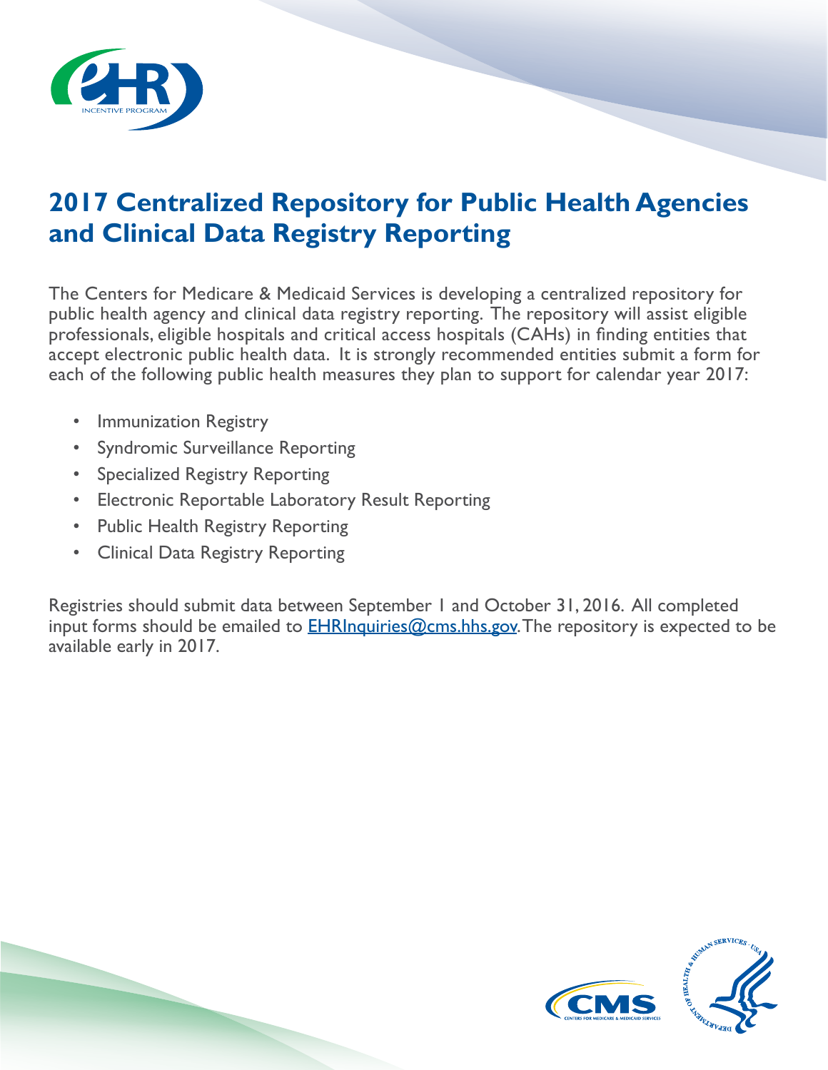# 2017 Centralized Repository for Public Health Agencies and Clinical Data Registry Reporting

The Centers for Medicare & Medicaid Services is developing a centralized repository for public health agency and clinical data registry reporting. The repository will assist eligible professionals, eligible hospitals and critical access hospitals (CAHs) in finding entities that accept electronic public health data. It is strongly recommended entities submit a form for each of the following public health measures they plan to support for calendar year 2017:

- Immunization Registry
- Syndromic Surveillance Reporting
- Specialized Registry Reporting
- Electronic Reportable Laboratory Result Reporting
- Public Health Registry Reporting
- Clinical Data Registry Reporting

Registries should submit data between September 1 and October 31, 2016. All completed input forms should be emailed to [EHRInquiries@cms.hhs.gov](mailto:EHRInquiries@cms.hhs.gov). The repository is expected to be available early in 2017.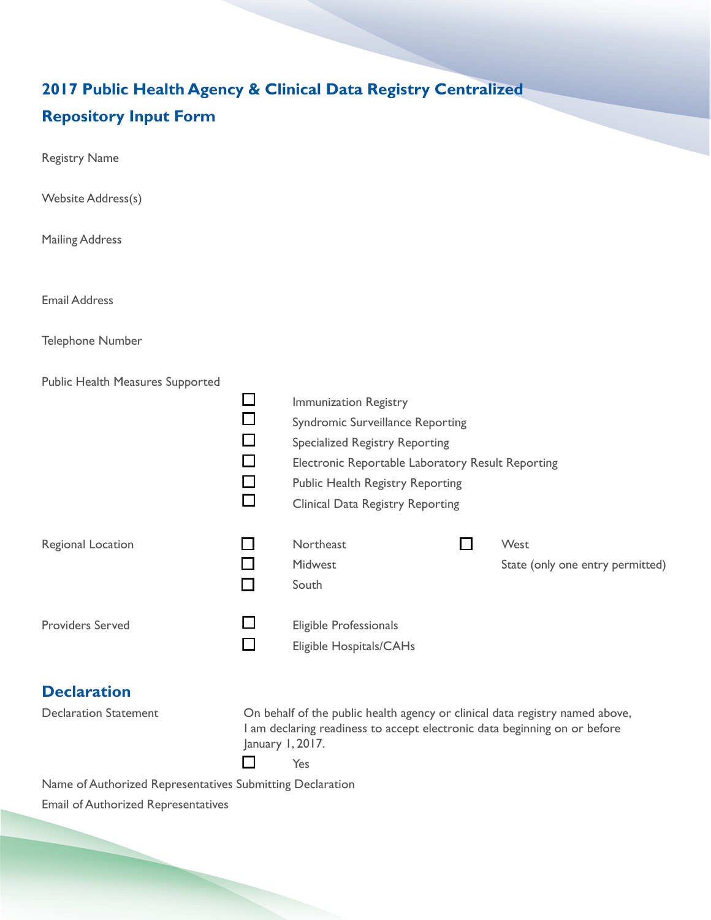## 2017 Public Health Agency & Clinical Data Registry Centralized Repository Input Form

Registry Name

Website Address(s)

Mailing Address

Email Address

Telephone Number

Public Health Measures Supported

- ☐ Immunization Registry
- ☐ Syndromic Surveillance Reporting
- ☐ Specialized Registry Reporting
- ☐ Electronic Reportable Laboratory Result Reporting
- ☐ Public Health Registry Reporting
- ☐ Clinical Data Registry Reporting

Regional Location

- ☐ Northeast
- ☐ Midwest
- ☐ South
- ☐ West

State (only one entry permitted)

Providers Served

- ☐ Eligible Professionals
- ☐ Eligible Hospitals/CAHs

## Declaration

Declaration Statement

On behalf of the public health agency or clinical data registry named above, I am declaring readiness to accept electronic data beginning on or before January 1, 2017.

☐ Yes

Name of Authorized Representatives Submitting Declaration

Email of Authorized Representatives